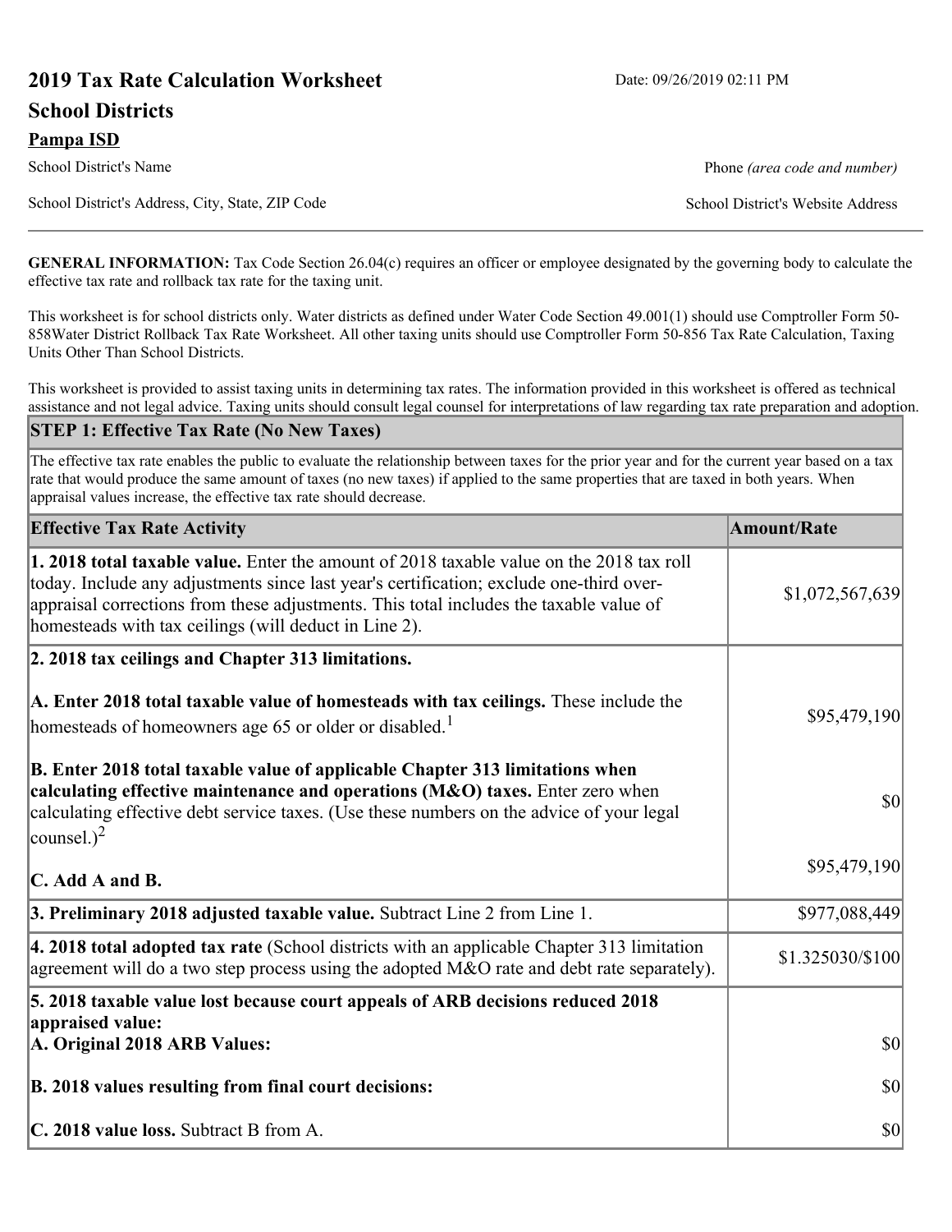# 2019 Tax Rate Calculation Worksheet

Date: 09/26/2019 02:11 PM

## School Districts

**Pampa ISD**

School District's Name

Phone *(area code and number)*

School District's Address, City, State, ZIP Code

School District's Website Address

**GENERAL INFORMATION:** Tax Code Section 26.04(c) requires an officer or employee designated by the governing body to calculate the effective tax rate and rollback tax rate for the taxing unit.

This worksheet is for school districts only. Water districts as defined under Water Code Section 49.001(1) should use Comptroller Form 50-858Water District Rollback Tax Rate Worksheet. All other taxing units should use Comptroller Form 50-856 Tax Rate Calculation, Taxing Units Other Than School Districts.

This worksheet is provided to assist taxing units in determining tax rates. The information provided in this worksheet is offered as technical assistance and not legal advice. Taxing units should consult legal counsel for interpretations of law regarding tax rate preparation and adoption.

| **STEP 1: Effective Tax Rate (No New Taxes)** | |
|---|---|
| The effective tax rate enables the public to evaluate the relationship between taxes for the prior year and for the current year based on a tax rate that would produce the same amount of taxes (no new taxes) if applied to the same properties that are taxed in both years. When appraisal values increase, the effective tax rate should decrease. | |
| **Effective Tax Rate Activity** | **Amount/Rate** |
| **1. 2018 total taxable value.** Enter the amount of 2018 taxable value on the 2018 tax roll today. Include any adjustments since last year's certification; exclude one-third over-appraisal corrections from these adjustments. This total includes the taxable value of homesteads with tax ceilings (will deduct in Line 2). | $1,072,567,639 |
| **2. 2018 tax ceilings and Chapter 313 limitations.** | |
| **A. Enter 2018 total taxable value of homesteads with tax ceilings.** These include the homesteads of homeowners age 65 or older or disabled.[1] | $95,479,190 |
| **B. Enter 2018 total taxable value of applicable Chapter 313 limitations when calculating effective maintenance and operations (M&O) taxes.** Enter zero when calculating effective debt service taxes. (Use these numbers on the advice of your legal counsel.)[2] | $0 |
| **C. Add A and B.** | $95,479,190 |
| **3. Preliminary 2018 adjusted taxable value.** Subtract Line 2 from Line 1. | $977,088,449 |
| **4. 2018 total adopted tax rate** (School districts with an applicable Chapter 313 limitation agreement will do a two step process using the adopted M&O rate and debt rate separately). | $1.325030/$100 |
| **5. 2018 taxable value lost because court appeals of ARB decisions reduced 2018 appraised value:** | |
| **A. Original 2018 ARB Values:** | $0 |
| **B. 2018 values resulting from final court decisions:** | $0 |
| **C. 2018 value loss.** Subtract B from A. | $0 |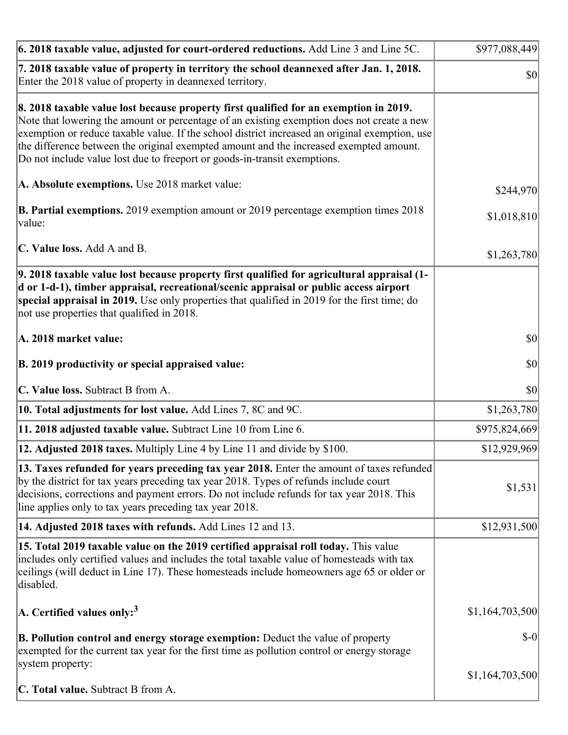| | |
|---|---|
| **6. 2018 taxable value, adjusted for court-ordered reductions.** Add Line 3 and Line 5C. | $977,088,449 |
| **7. 2018 taxable value of property in territory the school deannexed after Jan. 1, 2018.** Enter the 2018 value of property in deannexed territory. | $0 |
| **8. 2018 taxable value lost because property first qualified for an exemption in 2019.** Note that lowering the amount or percentage of an existing exemption does not create a new exemption or reduce taxable value. If the school district increased an original exemption, use the difference between the original exempted amount and the increased exempted amount. Do not include value lost due to freeport or goods-in-transit exemptions.<br><br>**A. Absolute exemptions.** Use 2018 market value:<br><br>**B. Partial exemptions.** 2019 exemption amount or 2019 percentage exemption times 2018 value:<br><br>**C. Value loss.** Add A and B. | <br><br><br><br><br>$244,970<br><br>$1,018,810<br><br>$1,263,780 |
| **9. 2018 taxable value lost because property first qualified for agricultural appraisal (1-d or 1-d-1), timber appraisal, recreational/scenic appraisal or public access airport special appraisal in 2019.** Use only properties that qualified in 2019 for the first time; do not use properties that qualified in 2018.<br><br>**A. 2018 market value:**<br><br>**B. 2019 productivity or special appraised value:**<br><br>**C. Value loss.** Subtract B from A. | <br><br><br><br>$0<br><br>$0<br><br>$0 |
| **10. Total adjustments for lost value.** Add Lines 7, 8C and 9C. | $1,263,780 |
| **11. 2018 adjusted taxable value.** Subtract Line 10 from Line 6. | $975,824,669 |
| **12. Adjusted 2018 taxes.** Multiply Line 4 by Line 11 and divide by $100. | $12,929,969 |
| **13. Taxes refunded for years preceding tax year 2018.** Enter the amount of taxes refunded by the district for tax years preceding tax year 2018. Types of refunds include court decisions, corrections and payment errors. Do not include refunds for tax year 2018. This line applies only to tax years preceding tax year 2018. | $1,531 |
| **14. Adjusted 2018 taxes with refunds.** Add Lines 12 and 13. | $12,931,500 |
| **15. Total 2019 taxable value on the 2019 certified appraisal roll today.** This value includes only certified values and includes the total taxable value of homesteads with tax ceilings (will deduct in Line 17). These homesteads include homeowners age 65 or older or disabled.<br><br>**A. Certified values only:**[3]<br><br>**B. Pollution control and energy storage exemption:** Deduct the value of property exempted for the current tax year for the first time as pollution control or energy storage system property:<br><br>**C. Total value.** Subtract B from A. | <br><br><br><br>$1,164,703,500<br><br>$-0<br><br>$1,164,703,500 |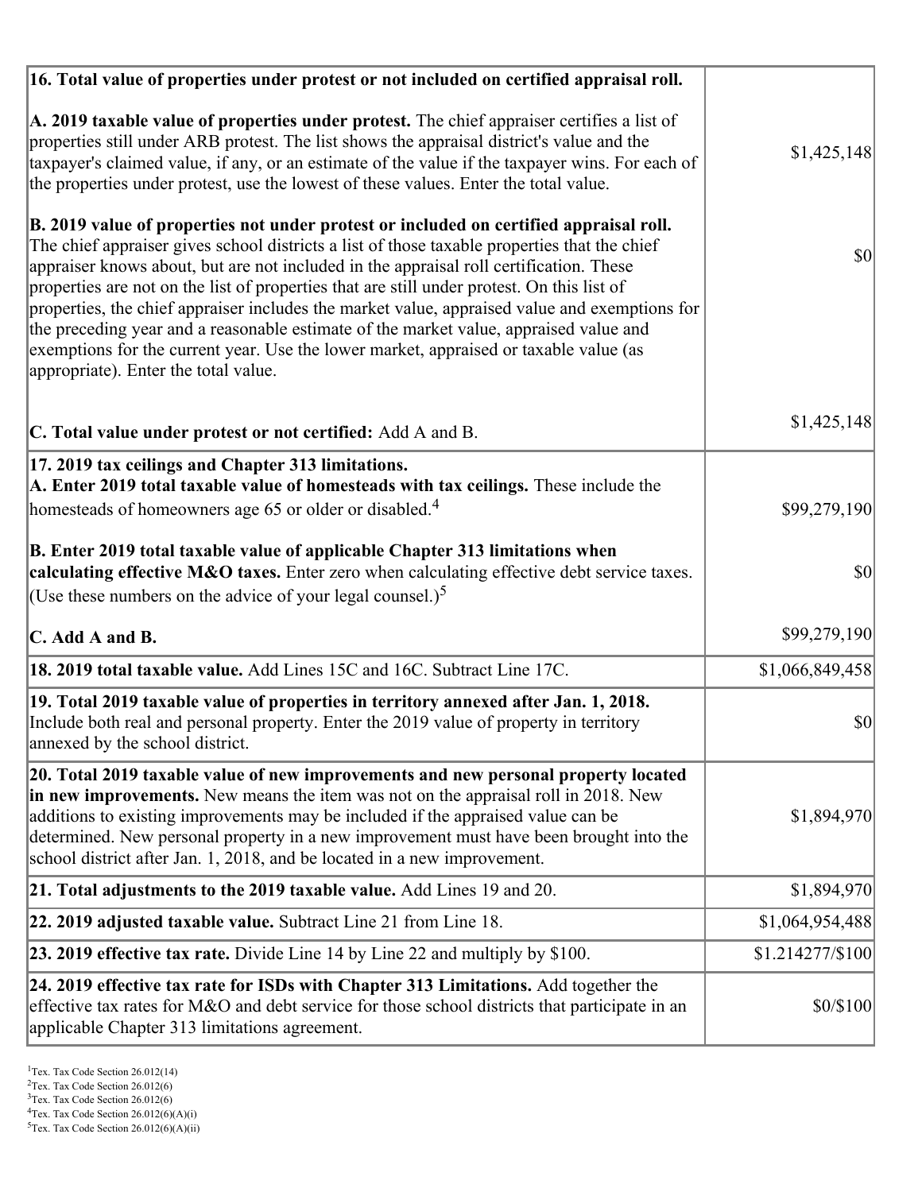| | |
|---|---|
| **16. Total value of properties under protest or not included on certified appraisal roll.** | |
| **A. 2019 taxable value of properties under protest.** The chief appraiser certifies a list of properties still under ARB protest. The list shows the appraisal district's value and the taxpayer's claimed value, if any, or an estimate of the value if the taxpayer wins. For each of the properties under protest, use the lowest of these values. Enter the total value. | $1,425,148 |
| **B. 2019 value of properties not under protest or included on certified appraisal roll.** The chief appraiser gives school districts a list of those taxable properties that the chief appraiser knows about, but are not included in the appraisal roll certification. These properties are not on the list of properties that are still under protest. On this list of properties, the chief appraiser includes the market value, appraised value and exemptions for the preceding year and a reasonable estimate of the market value, appraised value and exemptions for the current year. Use the lower market, appraised or taxable value (as appropriate). Enter the total value. | $0 |
| **C. Total value under protest or not certified:** Add A and B. | $1,425,148 |
| **17. 2019 tax ceilings and Chapter 313 limitations.** | |
| **A. Enter 2019 total taxable value of homesteads with tax ceilings.** These include the homesteads of homeowners age 65 or older or disabled.[4] | $99,279,190 |
| **B. Enter 2019 total taxable value of applicable Chapter 313 limitations when calculating effective M&O taxes.** Enter zero when calculating effective debt service taxes. (Use these numbers on the advice of your legal counsel.)[5] | $0 |
| **C. Add A and B.** | $99,279,190 |
| **18. 2019 total taxable value.** Add Lines 15C and 16C. Subtract Line 17C. | $1,066,849,458 |
| **19. Total 2019 taxable value of properties in territory annexed after Jan. 1, 2018.** Include both real and personal property. Enter the 2019 value of property in territory annexed by the school district. | $0 |
| **20. Total 2019 taxable value of new improvements and new personal property located in new improvements.** New means the item was not on the appraisal roll in 2018. New additions to existing improvements may be included if the appraised value can be determined. New personal property in a new improvement must have been brought into the school district after Jan. 1, 2018, and be located in a new improvement. | $1,894,970 |
| **21. Total adjustments to the 2019 taxable value.** Add Lines 19 and 20. | $1,894,970 |
| **22. 2019 adjusted taxable value.** Subtract Line 21 from Line 18. | $1,064,954,488 |
| **23. 2019 effective tax rate.** Divide Line 14 by Line 22 and multiply by $100. | $1.214277/$100 |
| **24. 2019 effective tax rate for ISDs with Chapter 313 Limitations.** Add together the effective tax rates for M&O and debt service for those school districts that participate in an applicable Chapter 313 limitations agreement. | $0/$100 |

[1]Tex. Tax Code Section 26.012(14)
[2]Tex. Tax Code Section 26.012(6)
[3]Tex. Tax Code Section 26.012(6)
[4]Tex. Tax Code Section 26.012(6)(A)(i)
[5]Tex. Tax Code Section 26.012(6)(A)(ii)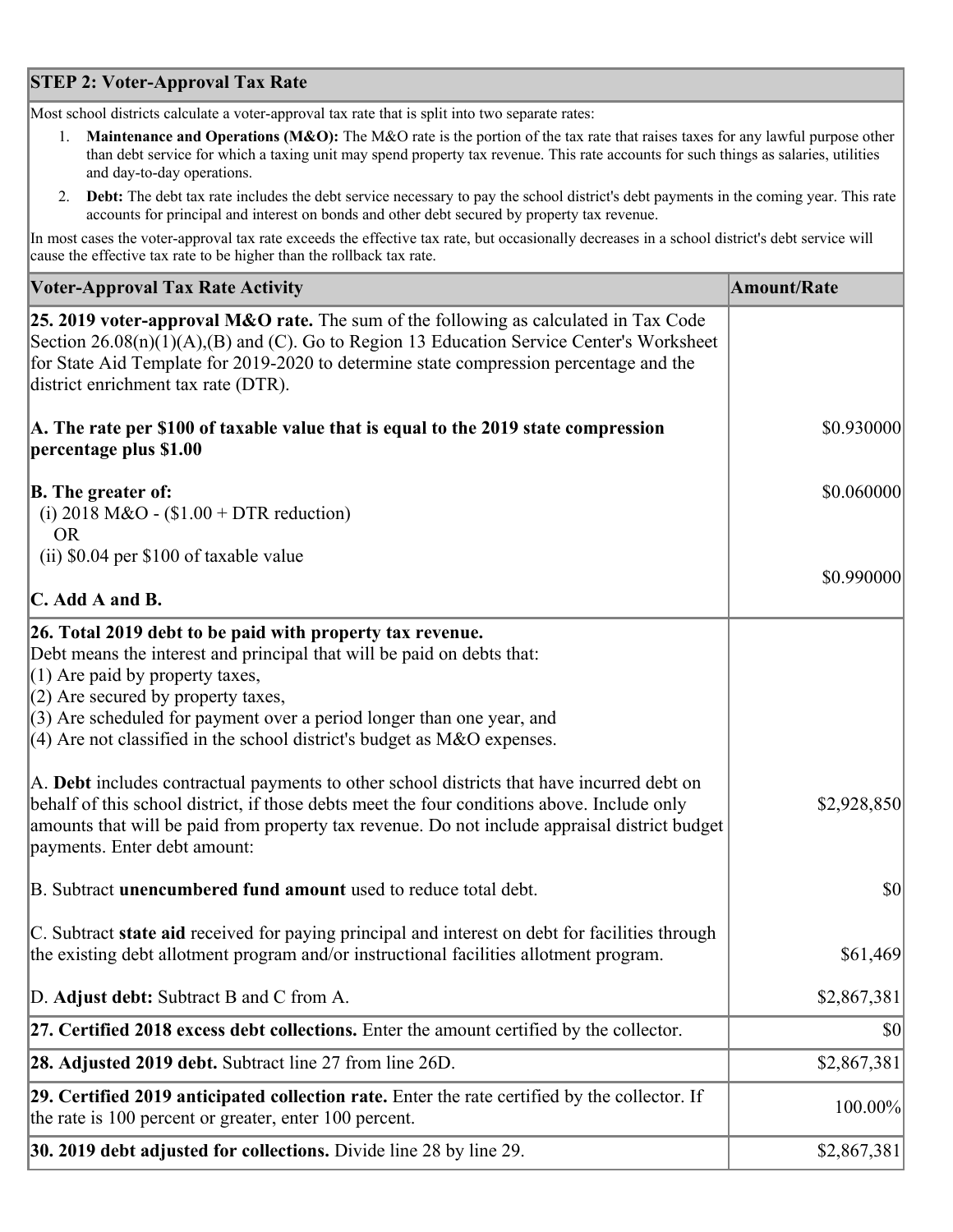| STEP 2: Voter-Approval Tax Rate | |
|---|---|
| Most school districts calculate a voter-approval tax rate that is split into two separate rates:<br>1. **Maintenance and Operations (M&O):** The M&O rate is the portion of the tax rate that raises taxes for any lawful purpose other than debt service for which a taxing unit may spend property tax revenue. This rate accounts for such things as salaries, utilities and day-to-day operations.<br>2. **Debt:** The debt tax rate includes the debt service necessary to pay the school district's debt payments in the coming year. This rate accounts for principal and interest on bonds and other debt secured by property tax revenue.<br>In most cases the voter-approval tax rate exceeds the effective tax rate, but occasionally decreases in a school district's debt service will cause the effective tax rate to be higher than the rollback tax rate. | |

| Voter-Approval Tax Rate Activity | Amount/Rate |
|---|---|
| **25. 2019 voter-approval M&O rate.** The sum of the following as calculated in Tax Code Section 26.08(n)(1)(A),(B) and (C). Go to Region 13 Education Service Center's Worksheet for State Aid Template for 2019-2020 to determine state compression percentage and the district enrichment tax rate (DTR). | |
| **A. The rate per $100 of taxable value that is equal to the 2019 state compression percentage plus $1.00** | $0.930000 |
| **B. The greater of:**<br>(i) 2018 M&O - ($1.00 + DTR reduction)<br>OR<br>(ii) $0.04 per $100 of taxable value | $0.060000 |
| **C. Add A and B.** | $0.990000 |
| **26. Total 2019 debt to be paid with property tax revenue.**<br>Debt means the interest and principal that will be paid on debts that:<br>(1) Are paid by property taxes,<br>(2) Are secured by property taxes,<br>(3) Are scheduled for payment over a period longer than one year, and<br>(4) Are not classified in the school district's budget as M&O expenses. | |
| A. **Debt** includes contractual payments to other school districts that have incurred debt on behalf of this school district, if those debts meet the four conditions above. Include only amounts that will be paid from property tax revenue. Do not include appraisal district budget payments. Enter debt amount: | $2,928,850 |
| B. Subtract **unencumbered fund amount** used to reduce total debt. | $0 |
| C. Subtract **state aid** received for paying principal and interest on debt for facilities through the existing debt allotment program and/or instructional facilities allotment program. | $61,469 |
| D. **Adjust debt:** Subtract B and C from A. | $2,867,381 |
| **27. Certified 2018 excess debt collections.** Enter the amount certified by the collector. | $0 |
| **28. Adjusted 2019 debt.** Subtract line 27 from line 26D. | $2,867,381 |
| **29. Certified 2019 anticipated collection rate.** Enter the rate certified by the collector. If the rate is 100 percent or greater, enter 100 percent. | 100.00% |
| **30. 2019 debt adjusted for collections.** Divide line 28 by line 29. | $2,867,381 |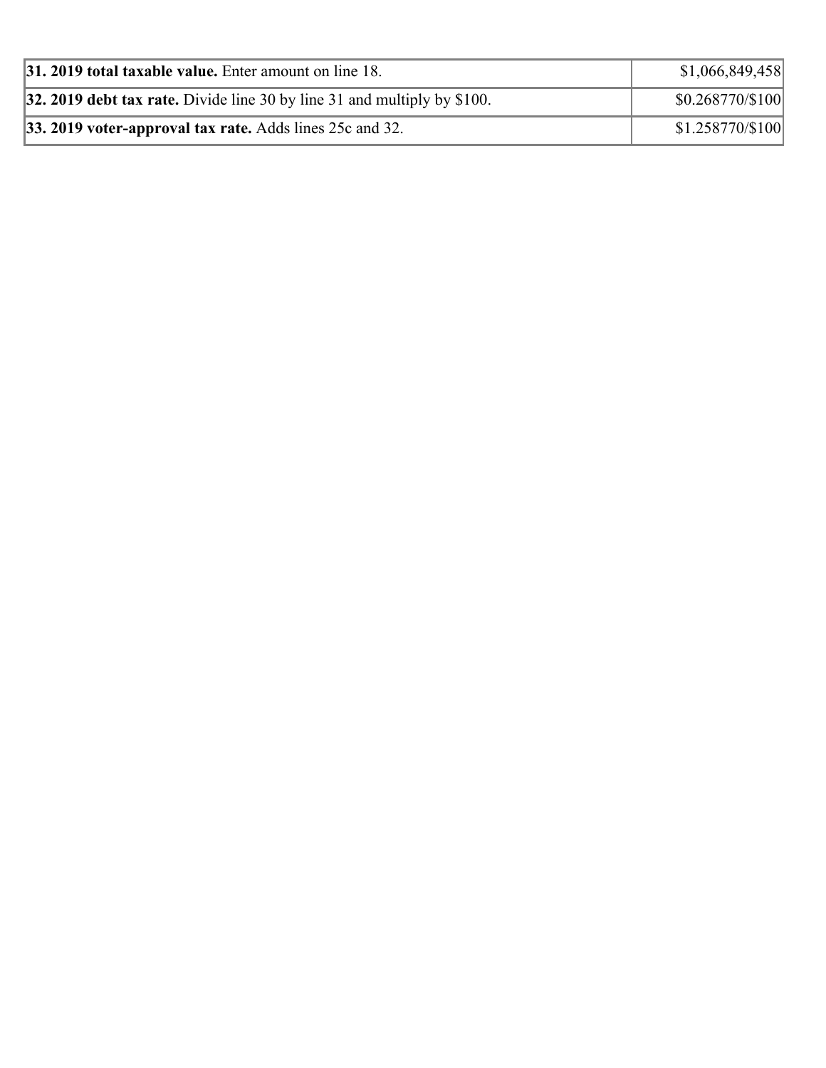| | |
|---|---|
| **31. 2019 total taxable value.** Enter amount on line 18. | $1,066,849,458 |
| **32. 2019 debt tax rate.** Divide line 30 by line 31 and multiply by $100. | $0.268770/$100 |
| **33. 2019 voter-approval tax rate.** Adds lines 25c and 32. | $1.258770/$100 |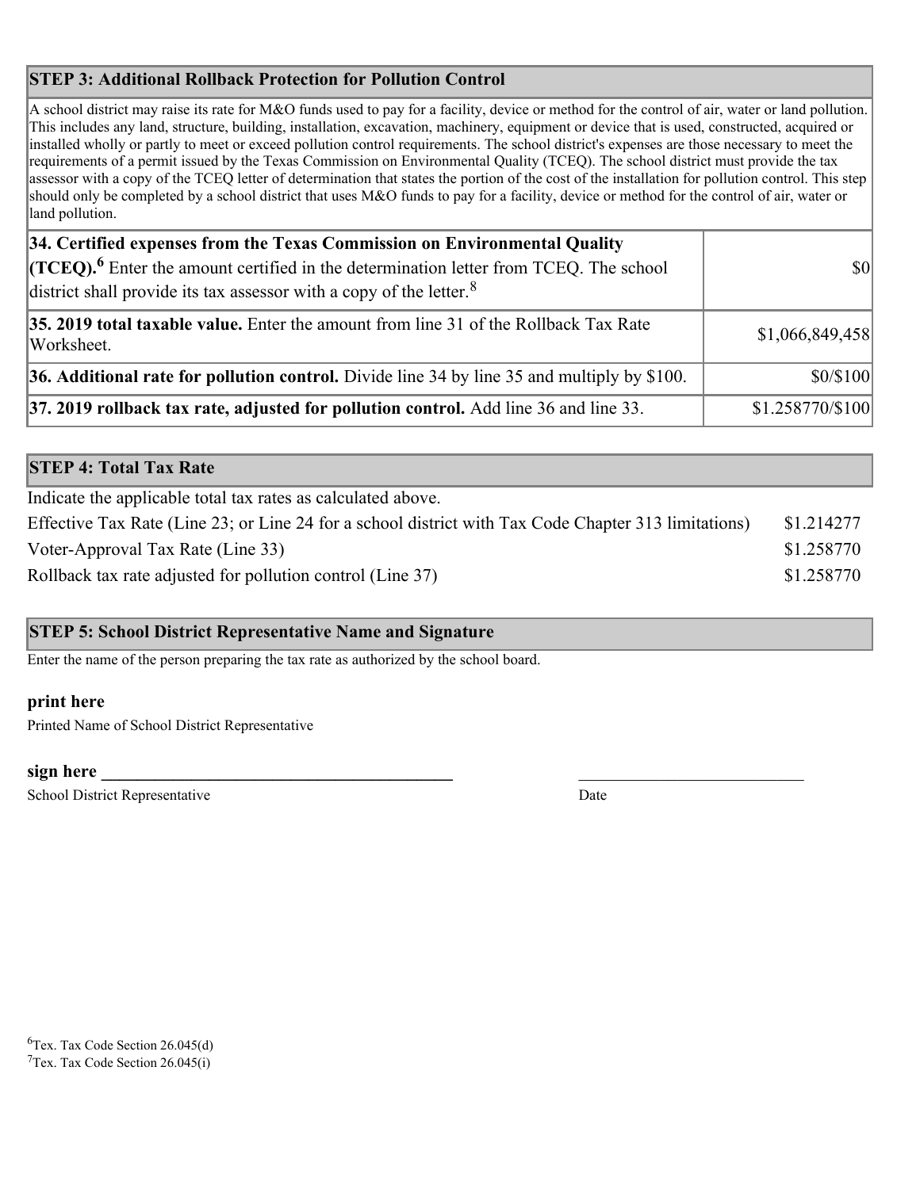## STEP 3: Additional Rollback Protection for Pollution Control

A school district may raise its rate for M&O funds used to pay for a facility, device or method for the control of air, water or land pollution. This includes any land, structure, building, installation, excavation, machinery, equipment or device that is used, constructed, acquired or installed wholly or partly to meet or exceed pollution control requirements. The school district's expenses are those necessary to meet the requirements of a permit issued by the Texas Commission on Environmental Quality (TCEQ). The school district must provide the tax assessor with a copy of the TCEQ letter of determination that states the portion of the cost of the installation for pollution control. This step should only be completed by a school district that uses M&O funds to pay for a facility, device or method for the control of air, water or land pollution.

| | |
|---|---|
| **34. Certified expenses from the Texas Commission on Environmental Quality (TCEQ).**[6] Enter the amount certified in the determination letter from TCEQ. The school district shall provide its tax assessor with a copy of the letter.[8] | $0 |
| **35. 2019 total taxable value.** Enter the amount from line 31 of the Rollback Tax Rate Worksheet. | $1,066,849,458 |
| **36. Additional rate for pollution control.** Divide line 34 by line 35 and multiply by $100. | $0/$100 |
| **37. 2019 rollback tax rate, adjusted for pollution control.** Add line 36 and line 33. | $1.258770/$100 |

## STEP 4: Total Tax Rate

Indicate the applicable total tax rates as calculated above.

| | |
|---|---|
| Effective Tax Rate (Line 23; or Line 24 for a school district with Tax Code Chapter 313 limitations) | $1.214277 |
| Voter-Approval Tax Rate (Line 33) | $1.258770 |
| Rollback tax rate adjusted for pollution control (Line 37) | $1.258770 |

## STEP 5: School District Representative Name and Signature

Enter the name of the person preparing the tax rate as authorized by the school board.

**print here**

Printed Name of School District Representative

**sign here** ________________________________________ ____________________________

School District Representative Date

[6]Tex. Tax Code Section 26.045(d)

[7]Tex. Tax Code Section 26.045(i)